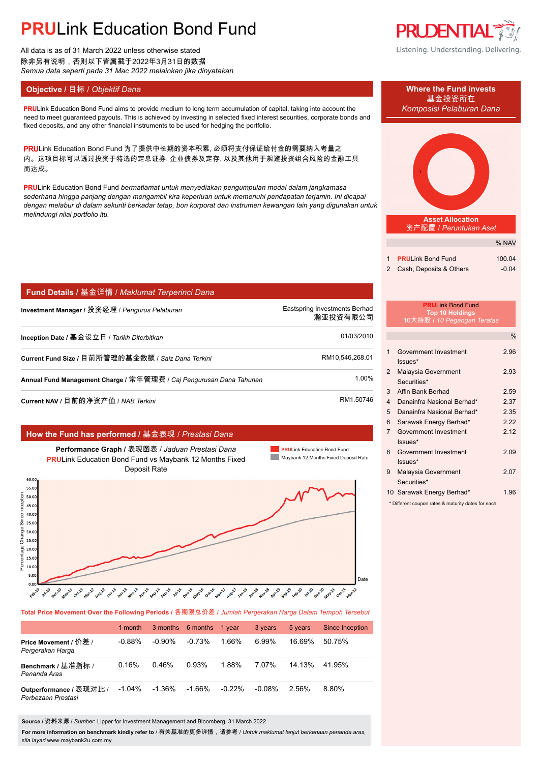# PRULink Education Bond Fund

All data is as of 31 March 2022 unless otherwise stated
除非另有说明，否则以下皆属截于2022年3月31日的数据
*Semua data seperti pada 31 Mac 2022 melainkan jika dinyatakan*

Listening. Understanding. Delivering.

## Objective / 目标 / *Objektif Dana*

**PRU**Link Education Bond Fund aims to provide medium to long term accumulation of capital, taking into account the need to meet guaranteed payouts. This is achieved by investing in selected fixed interest securities, corporate bonds and fixed deposits, and any other financial instruments to be used for hedging the portfolio.

**PRU**Link Education Bond Fund 为了提供中长期的资本积累, 必须将支付保证给付金的需要纳入考量之内。这项目标可以透过投资于特选的定息证券, 企业债券及定存, 以及其他用于规避投资组合风险的金融工具而达成。

**PRU**Link Education Bond Fund *bermatlamat untuk menyediakan pengumpulan modal dalam jangkamasa sederhana hingga panjang dengan mengambil kira keperluan untuk memenuhi pendapatan terjamin. Ini dicapai dengan melabur di dalam sekuriti berkadar tetap, bon korporat dan instrumen kewangan lain yang digunakan untuk melindungi nilai portfolio itu.*

## Where the Fund invests / 基金投资所在 / *Komposisi Pelaburan Dana*

### Asset Allocation / 资产配置 / *Peruntukan Aset*

| | | % NAV |
|---|---|---|
| 1 | **PRU**Link Bond Fund | 100.04 |
| 2 | Cash, Deposits & Others | -0.04 |

## Fund Details / 基金详情 / *Maklumat Terperinci Dana*

| | |
|---|---|
| **Investment Manager** / 投资经理 / *Pengurus Pelaburan* | Eastspring Investments Berhad 瀚亚投资有限公司 |
| **Inception Date** / 基金设立日 / *Tarikh Diterbitkan* | 01/03/2010 |
| **Current Fund Size** / 目前所管理的基金数额 / *Saiz Dana Terkini* | RM10,546,268.01 |
| **Annual Fund Management Charge** / 常年管理费 / *Caj Pengurusan Dana Tahunan* | 1.00% |
| **Current NAV** / 目前的净资产值 / *NAB Terkini* | RM1.50746 |

### PRULink Bond Fund Top 10 Holdings / 10大持股 / *10 Pegangan Teratas*

| | | % |
|---|---|---|
| 1 | Government Investment Issues* | 2.96 |
| 2 | Malaysia Government Securities* | 2.93 |
| 3 | Affin Bank Berhad | 2.59 |
| 4 | Danainfra Nasional Berhad* | 2.37 |
| 5 | Danainfra Nasional Berhad* | 2.35 |
| 6 | Sarawak Energy Berhad* | 2.22 |
| 7 | Government Investment Issues* | 2.12 |
| 8 | Government Investment Issues* | 2.09 |
| 9 | Malaysia Government Securities* | 2.07 |
| 10 | Sarawak Energy Berhad* | 1.96 |

\* Different coupon rates & maturity dates for each.

## How the Fund has performed / 基金表现 / *Prestasi Dana*

**Performance Graph** / 表现图表 / *Jaduan Prestasi Dana*
**PRU**Link Education Bond Fund vs Maybank 12 Months Fixed Deposit Rate

### Total Price Movement Over the Following Periods / 各期限总价差 / *Jumlah Pergerakan Harga Dalam Tempoh Tersebut*

| | 1 month | 3 months | 6 months | 1 year | 3 years | 5 years | Since Inception |
|---|---|---|---|---|---|---|---|
| **Price Movement** / 价差 / *Pergerakan Harga* | -0.88% | -0.90% | -0.73% | 1.66% | 6.99% | 16.69% | 50.75% |
| **Benchmark** / 基准指标 / *Penanda Aras* | 0.16% | 0.46% | 0.93% | 1.88% | 7.07% | 14.13% | 41.95% |
| **Outperformance** / 表现对比 / *Perbezaan Prestasi* | -1.04% | -1.36% | -1.66% | -0.22% | -0.08% | 2.56% | 8.80% |

**Source** / 资料来源 / *Sumber*: Lipper for Investment Management and Bloomberg, 31 March 2022

**For more information on benchmark kindly refer to** / 有关基准的更多详情，请参考 / *Untuk maklumat lanjut berkenaan penanda aras, sila layari* www.maybank2u.com.my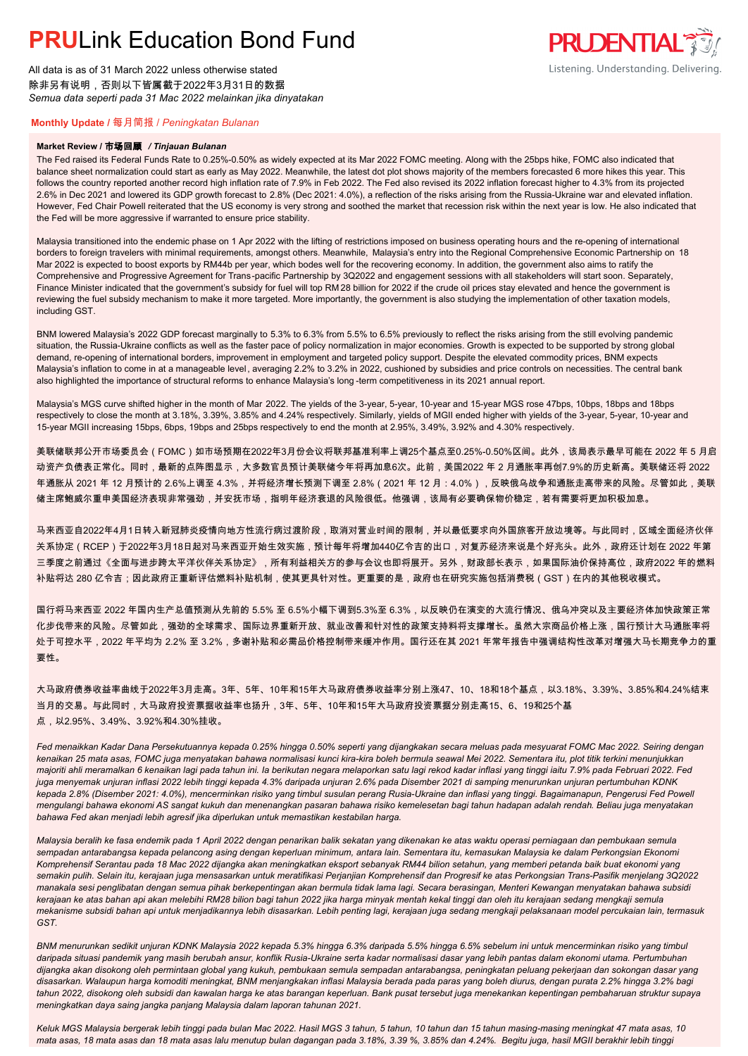# PRULink Education Bond Fund

All data is as of 31 March 2022 unless otherwise stated
除非另有说明，否则以下皆属截于2022年3月31日的数据
*Semua data seperti pada 31 Mac 2022 melainkan jika dinyatakan*

## Monthly Update / 每月简报 / *Peningkatan Bulanan*

### Market Review / 市场回顾 / *Tinjauan Bulanan*

The Fed raised its Federal Funds Rate to 0.25%-0.50% as widely expected at its Mar 2022 FOMC meeting. Along with the 25bps hike, FOMC also indicated that balance sheet normalization could start as early as May 2022. Meanwhile, the latest dot plot shows majority of the members forecasted 6 more hikes this year. This follows the country reported another record high inflation rate of 7.9% in Feb 2022. The Fed also revised its 2022 inflation forecast higher to 4.3% from its projected 2.6% in Dec 2021 and lowered its GDP growth forecast to 2.8% (Dec 2021: 4.0%), a reflection of the risks arising from the Russia-Ukraine war and elevated inflation. However, Fed Chair Powell reiterated that the US economy is very strong and soothed the market that recession risk within the next year is low. He also indicated that the Fed will be more aggressive if warranted to ensure price stability.

Malaysia transitioned into the endemic phase on 1 Apr 2022 with the lifting of restrictions imposed on business operating hours and the re-opening of international borders to foreign travelers with minimal requirements, amongst others. Meanwhile, Malaysia's entry into the Regional Comprehensive Economic Partnership on 18 Mar 2022 is expected to boost exports by RM44b per year, which bodes well for the recovering economy. In addition, the government also aims to ratify the Comprehensive and Progressive Agreement for Trans-pacific Partnership by 3Q2022 and engagement sessions with all stakeholders will start soon. Separately, Finance Minister indicated that the government's subsidy for fuel will top RM 28 billion for 2022 if the crude oil prices stay elevated and hence the government is reviewing the fuel subsidy mechanism to make it more targeted. More importantly, the government is also studying the implementation of other taxation models, including GST.

BNM lowered Malaysia's 2022 GDP forecast marginally to 5.3% to 6.3% from 5.5% to 6.5% previously to reflect the risks arising from the still evolving pandemic situation, the Russia-Ukraine conflicts as well as the faster pace of policy normalization in major economies. Growth is expected to be supported by strong global demand, re-opening of international borders, improvement in employment and targeted policy support. Despite the elevated commodity prices, BNM expects Malaysia's inflation to come in at a manageable level, averaging 2.2% to 3.2% in 2022, cushioned by subsidies and price controls on necessities. The central bank also highlighted the importance of structural reforms to enhance Malaysia's long-term competitiveness in its 2021 annual report.

Malaysia's MGS curve shifted higher in the month of Mar 2022. The yields of the 3-year, 5-year, 10-year and 15-year MGS rose 47bps, 10bps, 18bps and 18bps respectively to close the month at 3.18%, 3.39%, 3.85% and 4.24% respectively. Similarly, yields of MGII ended higher with yields of the 3-year, 5-year, 10-year and 15-year MGII increasing 15bps, 6bps, 19bps and 25bps respectively to end the month at 2.95%, 3.49%, 3.92% and 4.30% respectively.

美联储联邦公开市场委员会（FOMC）如市场预期在2022年3月份会议将联邦基准利率上调25个基点至0.25%-0.50%区间。此外，该局表示最早可能在 2022 年 5 月启动资产负债表正常化。同时，最新的点阵图显示，大多数官员预计美联储今年将再加息6次。此前，美国2022 年 2 月通胀率再创7.9%的历史新高。美联储还将 2022 年通胀从 2021 年 12 月预计的 2.6%上调至 4.3%，并将经济增长预测下调至 2.8%（2021 年 12 月：4.0%），反映俄乌战争和通胀走高带来的风险。尽管如此，美联储主席鲍威尔重申美国经济表现非常强劲，并安抚市场，指明年经济衰退的风险很低。他强调，该局有必要确保物价稳定，若有需要将更加积极加息。

马来西亚自2022年4月1日转入新冠肺炎疫情向地方性流行病过渡阶段，取消对营业时间的限制，并以最低要求向外国旅客开放边境等。与此同时，区域全面经济伙伴关系协定（RCEP）于2022年3月18日起对马来西亚开始生效实施，预计每年将增加440亿令吉的出口，对复苏经济来说是个好兆头。此外，政府还计划在 2022 年第三季度之前通过《全面与进步跨太平洋伙伴关系协定》，所有利益相关方的参与会议也即将展开。另外，财政部长表示，如果国际油价保持高位，政府2022 年的燃料补贴将达 280 亿令吉；因此政府正重新评估燃料补贴机制，使其更具针对性。更重要的是，政府也在研究实施包括消费税（GST）在内的其他税收模式。

国行将马来西亚 2022 年国内生产总值预测从先前的 5.5% 至 6.5%小幅下调到5.3%至 6.3%，以反映仍在演变的大流行情况、俄乌冲突以及主要经济体加快政策正常化步伐带来的风险。尽管如此，强劲的全球需求、国际边界重新开放、就业改善和针对性的政策支持料将支撑增长。虽然大宗商品价格上涨，国行预计大马通胀率将处于可控水平，2022 年平均为 2.2% 至 3.2%，多谢补贴和必需品价格控制带来缓冲作用。国行还在其 2021 年常年报告中强调结构性改革对增强大马长期竞争力的重要性。

大马政府债券收益率曲线于2022年3月走高。3年、5年、10年和15年大马政府债券收益率分别上涨47、10、18和18个基点，以3.18%、3.39%、3.85%和4.24%结束当月的交易。与此同时，大马政府投资票据收益率也扬升，3年、5年、10年和15年大马政府投资票据分别走高15、6、19和25个基点，以2.95%、3.49%、3.92%和4.30%挂收。

*Fed menaikkan Kadar Dana Persekutuannya kepada 0.25% hingga 0.50% seperti yang dijangkakan secara meluas pada mesyuarat FOMC Mac 2022. Seiring dengan kenaikan 25 mata asas, FOMC juga menyatakan bahawa normalisasi kunci kira-kira boleh bermula seawal Mei 2022. Sementara itu, plot titik terkini menunjukkan majoriti ahli meramalkan 6 kenaikan lagi pada tahun ini. Ia berikutan negara melaporkan satu lagi rekod kadar inflasi yang tinggi iaitu 7.9% pada Februari 2022. Fed juga menyemak unjuran inflasi 2022 lebih tinggi kepada 4.3% daripada unjuran 2.6% pada Disember 2021 di samping menurunkan unjuran pertumbuhan KDNK kepada 2.8% (Disember 2021: 4.0%), mencerminkan risiko yang timbul susulan perang Rusia-Ukraine dan inflasi yang tinggi. Bagaimanapun, Pengerusi Fed Powell mengulangi bahawa ekonomi AS sangat kukuh dan menenangkan pasaran bahawa risiko kemelesetan bagi tahun hadapan adalah rendah. Beliau juga menyatakan bahawa Fed akan menjadi lebih agresif jika diperlukan untuk memastikan kestabilan harga.*

*Malaysia beralih ke fasa endemik pada 1 April 2022 dengan penarikan balik sekatan yang dikenakan ke atas waktu operasi perniagaan dan pembukaan semula sempadan antarabangsa kepada pelancong asing dengan keperluan minimum, antara lain. Sementara itu, kemasukan Malaysia ke dalam Perkongsian Ekonomi Komprehensif Serantau pada 18 Mac 2022 dijangka akan meningkatkan eksport sebanyak RM44 bilion setahun, yang memberi petanda baik buat ekonomi yang semakin pulih. Selain itu, kerajaan juga mensasarkan untuk meratifikasi Perjanjian Komprehensif dan Progresif ke atas Perkongsian Trans-Pasifik menjelang 3Q2022 manakala sesi penglibatan dengan semua pihak berkepentingan akan bermula tidak lama lagi. Secara berasingan, Menteri Kewangan menyatakan bahawa subsidi kerajaan ke atas bahan api akan melebihi RM28 bilion bagi tahun 2022 jika harga minyak mentah kekal tinggi dan oleh itu kerajaan sedang mengkaji semula mekanisme subsidi bahan api untuk menjadikannya lebih disasarkan. Lebih penting lagi, kerajaan juga sedang mengkaji pelaksanaan model percukaian lain, termasuk GST.*

*BNM menurunkan sedikit unjuran KDNK Malaysia 2022 kepada 5.3% hingga 6.3% daripada 5.5% hingga 6.5% sebelum ini untuk mencerminkan risiko yang timbul daripada situasi pandemik yang masih berubah ansur, konflik Rusia-Ukraine serta kadar normalisasi dasar yang lebih pantas dalam ekonomi utama. Pertumbuhan dijangka akan disokong oleh permintaan global yang kukuh, pembukaan semula sempadan antarabangsa, peningkatan peluang pekerjaan dan sokongan dasar yang disasarkan. Walaupun harga komoditi meningkat, BNM menjangkakan inflasi Malaysia berada pada paras yang boleh diurus, dengan purata 2.2% hingga 3.2% bagi tahun 2022, disokong oleh subsidi dan kawalan harga ke atas barangan keperluan. Bank pusat tersebut juga menekankan kepentingan pembaharuan struktur supaya meningkatkan daya saing jangka panjang Malaysia dalam laporan tahunan 2021.*

*Keluk MGS Malaysia bergerak lebih tinggi pada bulan Mac 2022. Hasil MGS 3 tahun, 5 tahun, 10 tahun dan 15 tahun masing-masing meningkat 47 mata asas, 10 mata asas, 18 mata asas dan 18 mata asas lalu menutup bulan dagangan pada 3.18%, 3.39 %, 3.85% dan 4.24%. Begitu juga, hasil MGII berakhir lebih tinggi*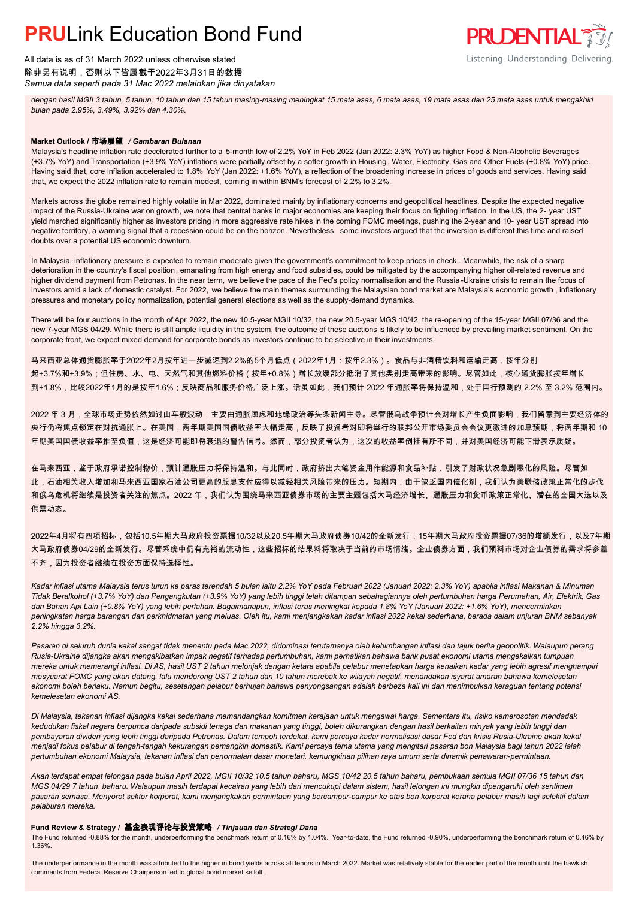*dengan hasil MGII 3 tahun, 5 tahun, 10 tahun dan 15 tahun masing-masing meningkat 15 mata asas, 6 mata asas, 19 mata asas dan 25 mata asas untuk mengakhiri bulan pada 2.95%, 3.49%, 3.92% dan 4.30%.*

### Market Outlook / 市场展望 / *Gambaran Bulanan*

Malaysia's headline inflation rate decelerated further to a 5-month low of 2.2% YoY in Feb 2022 (Jan 2022: 2.3% YoY) as higher Food & Non-Alcoholic Beverages (+3.7% YoY) and Transportation (+3.9% YoY) inflations were partially offset by a softer growth in Housing, Water, Electricity, Gas and Other Fuels (+0.8% YoY) price. Having said that, core inflation accelerated to 1.8% YoY (Jan 2022: +1.6% YoY), a reflection of the broadening increase in prices of goods and services. Having said that, we expect the 2022 inflation rate to remain modest, coming in within BNM's forecast of 2.2% to 3.2%.

Markets across the globe remained highly volatile in Mar 2022, dominated mainly by inflationary concerns and geopolitical headlines. Despite the expected negative impact of the Russia-Ukraine war on growth, we note that central banks in major economies are keeping their focus on fighting inflation. In the US, the 2- year UST yield marched significantly higher as investors pricing in more aggressive rate hikes in the coming FOMC meetings, pushing the 2-year and 10- year UST spread into negative territory, a warning signal that a recession could be on the horizon. Nevertheless, some investors argued that the inversion is different this time and raised doubts over a potential US economic downturn.

In Malaysia, inflationary pressure is expected to remain moderate given the government's commitment to keep prices in check . Meanwhile, the risk of a sharp deterioration in the country's fiscal position, emanating from high energy and food subsidies, could be mitigated by the accompanying higher oil-related revenue and higher dividend payment from Petronas. In the near term, we believe the pace of the Fed's policy normalisation and the Russia-Ukraine crisis to remain the focus of investors amid a lack of domestic catalyst. For 2022, we believe the main themes surrounding the Malaysian bond market are Malaysia's economic growth, inflationary pressures and monetary policy normalization, potential general elections as well as the supply-demand dynamics.

There will be four auctions in the month of Apr 2022, the new 10.5-year MGII 10/32, the new 20.5-year MGS 10/42, the re-opening of the 15-year MGII 07/36 and the new 7-year MGS 04/29. While there is still ample liquidity in the system, the outcome of these auctions is likely to be influenced by prevailing market sentiment. On the corporate front, we expect mixed demand for corporate bonds as investors continue to be selective in their investments.

马来西亚总体通货膨胀率于2022年2月按年进一步减速到2.2%的5个月低点（2022年1月：按年2.3%）。食品与非酒精饮料和运输走高，按年分别起+3.7%和+3.9%；但住房、水、电、天然气和其他燃料价格（按年+0.8%）增长放缓部分抵消了其他类别走高带来的影响。尽管如此，核心通货膨胀按年增长到+1.8%，比较2022年1月的是按年1.6%；反映商品和服务价格广泛上涨。话虽如此，我们预计 2022 年通胀率将保持温和，处于国行预测的 2.2% 至 3.2% 范围内。

2022 年 3 月，全球市场走势依然如过山车般波动，主要由通胀顾虑和地缘政治等头条新闻主导。尽管俄乌战争预计会对增长产生负面影响，我们留意到主要经济体的央行仍将焦点锁定在对抗通胀上。在美国，两年期美国国债收益率大幅走高，反映了投资者对即将举行的联邦公开市场委员会会议更激进的加息预期，将两年期和 10 年期美国国债收益率推至负值，这是经济可能即将衰退的警告信号。然而，部分投资者认为，这次的收益率倒挂有所不同，并对美国经济可能下滑表示质疑。

在马来西亚，鉴于政府承诺控制物价，预计通胀压力将保持温和。与此同时，政府挤出大笔资金用作能源和食品补贴，引发了财政状况急剧恶化的风险。尽管如此，石油相关收入增加和马来西亚国家石油公司更高的股息支付应得以减轻相关风险带来的压力。短期内，由于缺乏国内催化剂，我们认为美联储政策正常化的步伐和俄乌危机将继续是投资者关注的焦点。2022 年，我们认为围绕马来西亚债券市场的主要主题包括大马经济增长、通胀压力和货币政策正常化、潜在的全国大选以及供需动态。

2022年4月将有四项招标，包括10.5年期大马政府投资票据10/32以及20.5年期大马政府债券10/42的全新发行；15年期大马政府投资票据07/36的增额发行，以及7年期大马政府债券04/29的全新发行。尽管系统中仍有充裕的流动性，这些招标的结果料将取决于当前的市场情绪。企业债券方面，我们预料市场对企业债券的需求将参差不齐，因为投资者继续在投资方面保持选择性。

*Kadar inflasi utama Malaysia terus turun ke paras terendah 5 bulan iaitu 2.2% YoY pada Februari 2022 (Januari 2022: 2.3% YoY) apabila inflasi Makanan & Minuman Tidak Beralkohol (+3.7% YoY) dan Pengangkutan (+3.9% YoY) yang lebih tinggi telah ditampan sebahagiannya oleh pertumbuhan harga Perumahan, Air, Elektrik, Gas dan Bahan Api Lain (+0.8% YoY) yang lebih perlahan. Bagaimanapun, inflasi teras meningkat kepada 1.8% YoY (Januari 2022: +1.6% YoY), mencerminkan peningkatan harga barangan dan perkhidmatan yang meluas. Oleh itu, kami menjangkakan kadar inflasi 2022 kekal sederhana, berada dalam unjuran BNM sebanyak 2.2% hingga 3.2%.*

*Pasaran di seluruh dunia kekal sangat tidak menentu pada Mac 2022, didominasi terutamanya oleh kebimbangan inflasi dan tajuk berita geopolitik. Walaupun perang Rusia-Ukraine dijangka akan mengakibatkan impak negatif terhadap pertumbuhan, kami perhatikan bahawa bank pusat ekonomi utama mengekalkan tumpuan mereka untuk memerangi inflasi. Di AS, hasil UST 2 tahun melonjak dengan ketara apabila pelabur menetapkan harga kenaikan kadar yang lebih agresif menghampiri mesyuarat FOMC yang akan datang, lalu mendorong UST 2 tahun dan 10 tahun merebak ke wilayah negatif, menandakan isyarat amaran bahawa kemelesetan ekonomi boleh berlaku. Namun begitu, sesetengah pelabur berhujah bahawa penyongsangan adalah berbeza kali ini dan menimbulkan keraguan tentang potensi kemelesetan ekonomi AS.*

*Di Malaysia, tekanan inflasi dijangka kekal sederhana memandangkan komitmen kerajaan untuk mengawal harga. Sementara itu, risiko kemerosotan mendadak kedudukan fiskal negara berpunca daripada subsidi tenaga dan makanan yang tinggi, boleh dikurangkan dengan hasil berkaitan minyak yang lebih tinggi dan pembayaran dividen yang lebih tinggi daripada Petronas. Dalam tempoh terdekat, kami percaya kadar normalisasi dasar Fed dan krisis Rusia-Ukraine akan kekal menjadi fokus pelabur di tengah-tengah kekurangan pemangkin domestik. Kami percaya tema utama yang mengitari pasaran bon Malaysia bagi tahun 2022 ialah pertumbuhan ekonomi Malaysia, tekanan inflasi dan penormalan dasar monetari, kemungkinan pilihan raya umum serta dinamik penawaran-permintaan.*

*Akan terdapat empat lelongan pada bulan April 2022, MGII 10/32 10.5 tahun baharu, MGS 10/42 20.5 tahun baharu, pembukaan semula MGII 07/36 15 tahun dan MGS 04/29 7 tahun baharu. Walaupun masih terdapat kecairan yang lebih dari mencukupi dalam sistem, hasil lelongan ini mungkin dipengaruhi oleh sentimen pasaran semasa. Menyorot sektor korporat, kami menjangkakan permintaan yang bercampur-campur ke atas bon korporat kerana pelabur masih lagi selektif dalam pelaburan mereka.*

### Fund Review & Strategy / 基金表现评论与投资策略 / *Tinjauan dan Strategi Dana*

The Fund returned -0.88% for the month, underperforming the benchmark return of 0.16% by 1.04%. Year-to-date, the Fund returned -0.90%, underperforming the benchmark return of 0.46% by 1.36%.

The underperformance in the month was attributed to the higher in bond yields across all tenors in March 2022. Market was relatively stable for the earlier part of the month until the hawkish comments from Federal Reserve Chairperson led to global bond market selloff .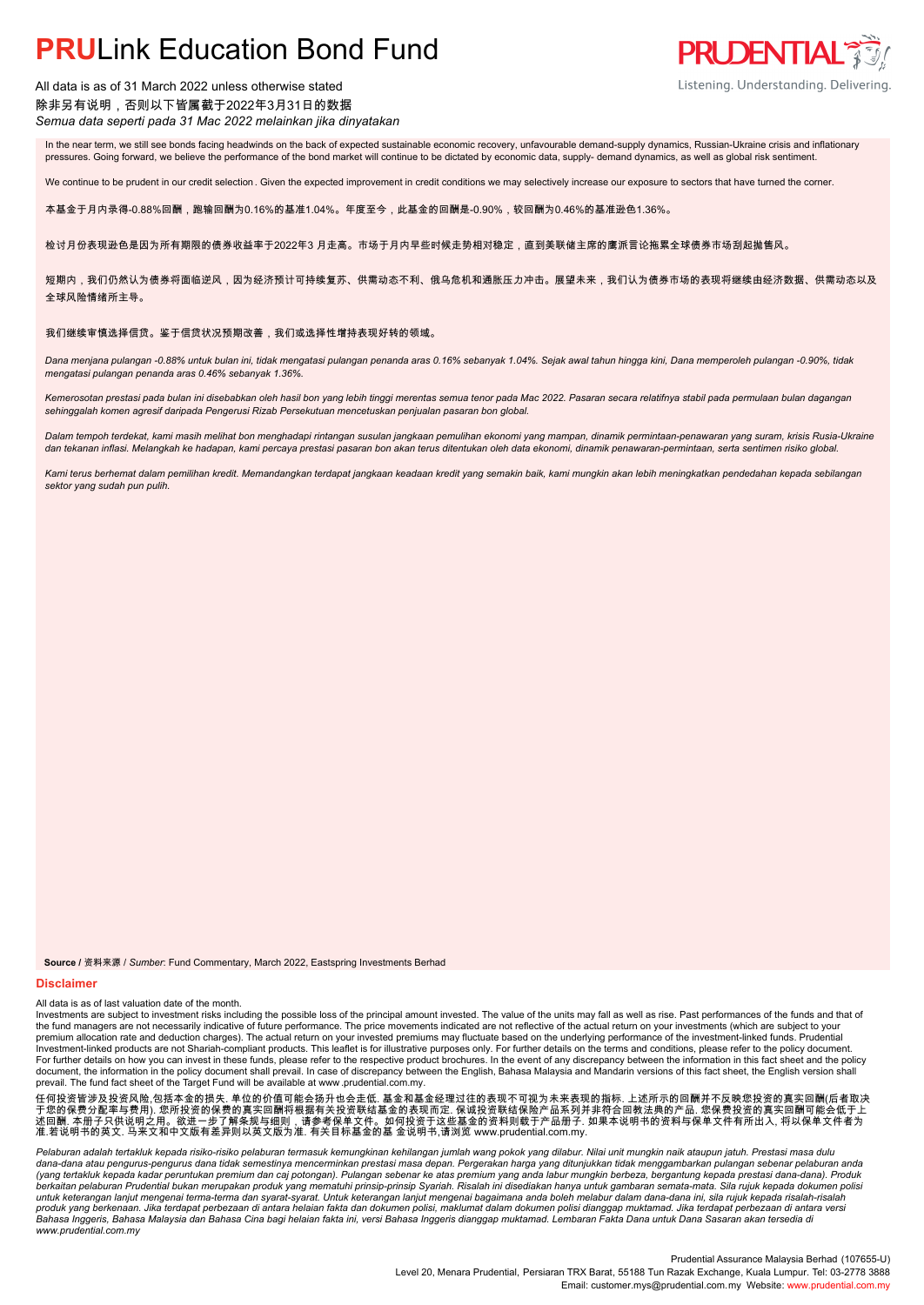# PRULink Education Bond Fund

All data is as of 31 March 2022 unless otherwise stated
除非另有说明，否则以下皆属截于2022年3月31日的数据
*Semua data seperti pada 31 Mac 2022 melainkan jika dinyatakan*

In the near term, we still see bonds facing headwinds on the back of expected sustainable economic recovery, unfavourable demand-supply dynamics, Russian-Ukraine crisis and inflationary pressures. Going forward, we believe the performance of the bond market will continue to be dictated by economic data, supply- demand dynamics, as well as global risk sentiment.

We continue to be prudent in our credit selection . Given the expected improvement in credit conditions we may selectively increase our exposure to sectors that have turned the corner.

本基金于月内录得-0.88%回酬，跑输回酬为0.16%的基准1.04%。年度至今，此基金的回酬是-0.90%，较回酬为0.46%的基准逊色1.36%。

检讨月份表现逊色是因为所有期限的债券收益率于2022年3 月走高。市场于月内早些时候走势相对稳定，直到美联储主席的鹰派言论拖累全球债券市场刮起抛售风。

短期内，我们仍然认为债券将面临逆风，因为经济预计可持续复苏、供需动态不利、俄乌危机和通胀压力冲击。展望未来，我们认为债券市场的表现将继续由经济数据、供需动态以及全球风险情绪所主导。

我们继续审慎选择信贷。鉴于信贷状况预期改善，我们或选择性增持表现好转的领域。

*Dana menjana pulangan -0.88% untuk bulan ini, tidak mengatasi pulangan penanda aras 0.16% sebanyak 1.04%. Sejak awal tahun hingga kini, Dana memperoleh pulangan -0.90%, tidak mengatasi pulangan penanda aras 0.46% sebanyak 1.36%.*

*Kemerosotan prestasi pada bulan ini disebabkan oleh hasil bon yang lebih tinggi merentas semua tenor pada Mac 2022. Pasaran secara relatifnya stabil pada permulaan bulan dagangan sehinggalah komen agresif daripada Pengerusi Rizab Persekutuan mencetuskan penjualan pasaran bon global.*

*Dalam tempoh terdekat, kami masih melihat bon menghadapi rintangan susulan jangkaan pemulihan ekonomi yang mampan, dinamik permintaan-penawaran yang suram, krisis Rusia-Ukraine dan tekanan inflasi. Melangkah ke hadapan, kami percaya prestasi pasaran bon akan terus ditentukan oleh data ekonomi, dinamik penawaran-permintaan, serta sentimen risiko global.*

*Kami terus berhemat dalam pemilihan kredit. Memandangkan terdapat jangkaan keadaan kredit yang semakin baik, kami mungkin akan lebih meningkatkan pendedahan kepada sebilangan sektor yang sudah pun pulih.*

**Source** / 资料来源 / *Sumber*: Fund Commentary, March 2022, Eastspring Investments Berhad

## Disclaimer

All data is as of last valuation date of the month.
Investments are subject to investment risks including the possible loss of the principal amount invested. The value of the units may fall as well as rise. Past performances of the funds and that of the fund managers are not necessarily indicative of future performance. The price movements indicated are not reflective of the actual return on your investments (which are subject to your premium allocation rate and deduction charges). The actual return on your invested premiums may fluctuate based on the underlying performance of the investment-linked funds. Prudential Investment-linked products are not Shariah-compliant products. This leaflet is for illustrative purposes only. For further details on the terms and conditions, please refer to the policy document. For further details on how you can invest in these funds, please refer to the respective product brochures. In the event of any discrepancy between the information in this fact sheet and the policy document, the information in the policy document shall prevail. In case of discrepancy between the English, Bahasa Malaysia and Mandarin versions of this fact sheet, the English version shall prevail. The fund fact sheet of the Target Fund will be available at www .prudential.com.my.

任何投资皆涉及投资风险,包括本金的损失. 单位的价值可能会扬升也会走低. 基金和基金经理过往的表现不可视为未来表现的指标. 上述所示的回酬并不反映您投资的真实回酬(后者取决于您的保费分配率与费用). 您所投资的保费的真实回酬将根据有关投资联结基金的表现而定. 保诚投资联结保险产品系列并非符合回教法典的产品. 您保费投资的真实回酬可能会低于上述回酬. 本册子只供说明之用。欲进一步了解条规与细则，请参考保单文件。如何投资于这些基金的资料则载于产品册子. 如果本说明书的资料与保单文件有所出入, 将以保单文件者为准.若说明书的英文. 马来文和中文版有差异则以英文版为准. 有关目标基金的基 金说明书,请浏览 www.prudential.com.my.

*Pelaburan adalah tertakluk kepada risiko-risiko pelaburan termasuk kemungkinan kehilangan jumlah wang pokok yang dilabur. Nilai unit mungkin naik ataupun jatuh. Prestasi masa dulu dana-dana atau pengurus-pengurus dana tidak semestinya mencerminkan prestasi masa depan. Pergerakan harga yang ditunjukkan tidak menggambarkan pulangan sebenar pelaburan anda (yang tertakluk kepada kadar peruntukan premium dan caj potongan). Pulangan sebenar ke atas premium yang anda labur mungkin berbeza, bergantung kepada prestasi dana-dana). Produk berkaitan pelaburan Prudential bukan merupakan produk yang mematuhi prinsip-prinsip Syariah. Risalah ini disediakan hanya untuk gambaran semata-mata. Sila rujuk kepada dokumen polisi untuk keterangan lanjut mengenai terma-terma dan syarat-syarat. Untuk keterangan lanjut mengenai bagaimana anda boleh melabur dalam dana-dana ini, sila rujuk kepada risalah-risalah produk yang berkenaan. Jika terdapat perbezaan di antara helaian fakta dan dokumen polisi, maklumat dalam dokumen polisi dianggap muktamad. Jika terdapat perbezaan di antara versi Bahasa Inggeris, Bahasa Malaysia dan Bahasa Cina bagi helaian fakta ini, versi Bahasa Inggeris dianggap muktamad. Lembaran Fakta Dana untuk Dana Sasaran akan tersedia di www.prudential.com.my*

Prudential Assurance Malaysia Berhad (107655-U)
Level 20, Menara Prudential, Persiaran TRX Barat, 55188 Tun Razak Exchange, Kuala Lumpur. Tel: 03-2778 3888
Email: customer.mys@prudential.com.my Website: www.prudential.com.my